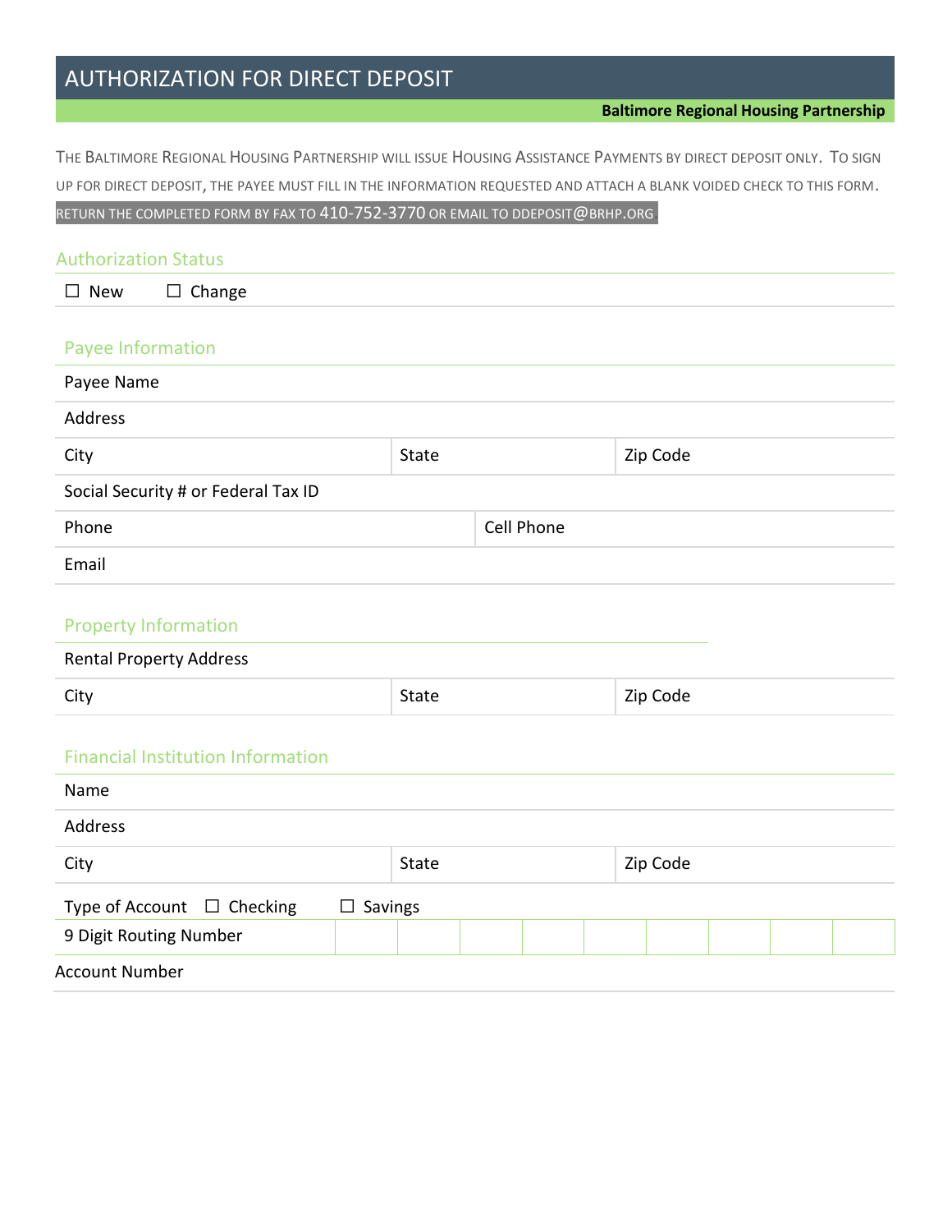# AUTHORIZATION FOR DIRECT DEPOSIT

**Baltimore Regional Housing Partnership**

THE BALTIMORE REGIONAL HOUSING PARTNERSHIP WILL ISSUE HOUSING ASSISTANCE PAYMENTS BY DIRECT DEPOSIT ONLY. TO SIGN UP FOR DIRECT DEPOSIT, THE PAYEE MUST FILL IN THE INFORMATION REQUESTED AND ATTACH A BLANK VOIDED CHECK TO THIS FORM. RETURN THE COMPLETED FORM BY FAX TO 410-752-3770 OR EMAIL TO DDEPOSIT@BRHP.ORG.

## Authorization Status

☐ New ☐ Change

## Payee Information

| Payee Name | | |
|---|---|---|
| Address | | |
| City | State | Zip Code |
| Social Security # or Federal Tax ID | | |
| Phone | Cell Phone | |
| Email | | |

## Property Information

| Rental Property Address | | |
|---|---|---|
| City | State | Zip Code |

## Financial Institution Information

| Name | | |
|---|---|---|
| Address | | |
| City | State | Zip Code |

Type of Account ☐ Checking ☐ Savings

| 9 Digit Routing Number | | | | | | | | | |
|---|---|---|---|---|---|---|---|---|---|

Account Number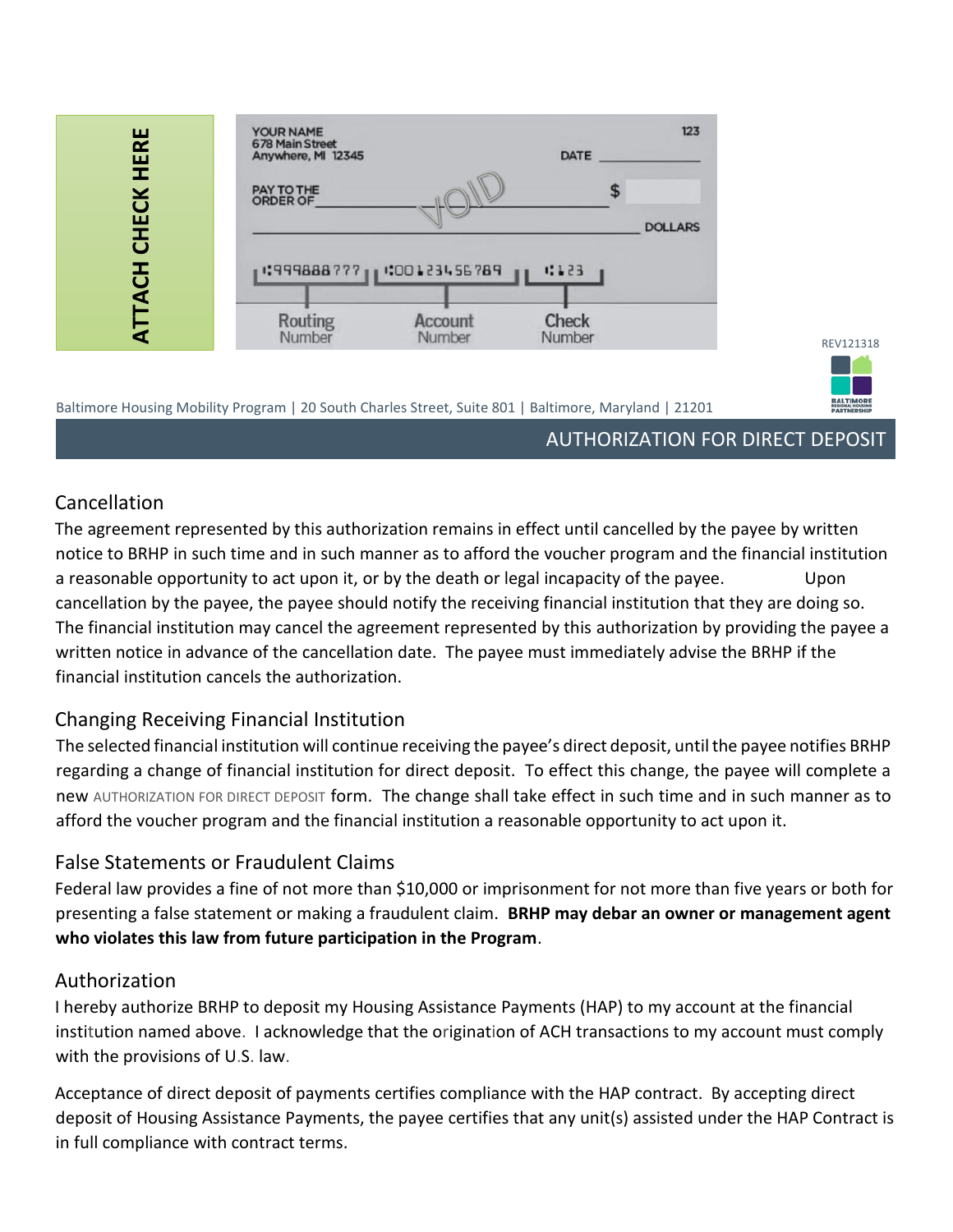ATTACH CHECK HERE

YOUR NAME
678 Main Street
Anywhere, MI 12345

123

DATE

PAY TO THE ORDER OF

VOID

$

DOLLARS

⑆999888777⑆ ⑆001234567890⑆ ⑆123

Routing Number | Account Number | Check Number

REV121318

Baltimore Housing Mobility Program | 20 South Charles Street, Suite 801 | Baltimore, Maryland | 21201

## AUTHORIZATION FOR DIRECT DEPOSIT

### Cancellation

The agreement represented by this authorization remains in effect until cancelled by the payee by written notice to BRHP in such time and in such manner as to afford the voucher program and the financial institution a reasonable opportunity to act upon it, or by the death or legal incapacity of the payee. Upon cancellation by the payee, the payee should notify the receiving financial institution that they are doing so. The financial institution may cancel the agreement represented by this authorization by providing the payee a written notice in advance of the cancellation date. The payee must immediately advise the BRHP if the financial institution cancels the authorization.

### Changing Receiving Financial Institution

The selected financial institution will continue receiving the payee's direct deposit, until the payee notifies BRHP regarding a change of financial institution for direct deposit. To effect this change, the payee will complete a new AUTHORIZATION FOR DIRECT DEPOSIT form. The change shall take effect in such time and in such manner as to afford the voucher program and the financial institution a reasonable opportunity to act upon it.

### False Statements or Fraudulent Claims

Federal law provides a fine of not more than $10,000 or imprisonment for not more than five years or both for presenting a false statement or making a fraudulent claim. **BRHP may debar an owner or management agent who violates this law from future participation in the Program**.

### Authorization

I hereby authorize BRHP to deposit my Housing Assistance Payments (HAP) to my account at the financial institution named above. I acknowledge that the origination of ACH transactions to my account must comply with the provisions of U.S. law.

Acceptance of direct deposit of payments certifies compliance with the HAP contract. By accepting direct deposit of Housing Assistance Payments, the payee certifies that any unit(s) assisted under the HAP Contract is in full compliance with contract terms.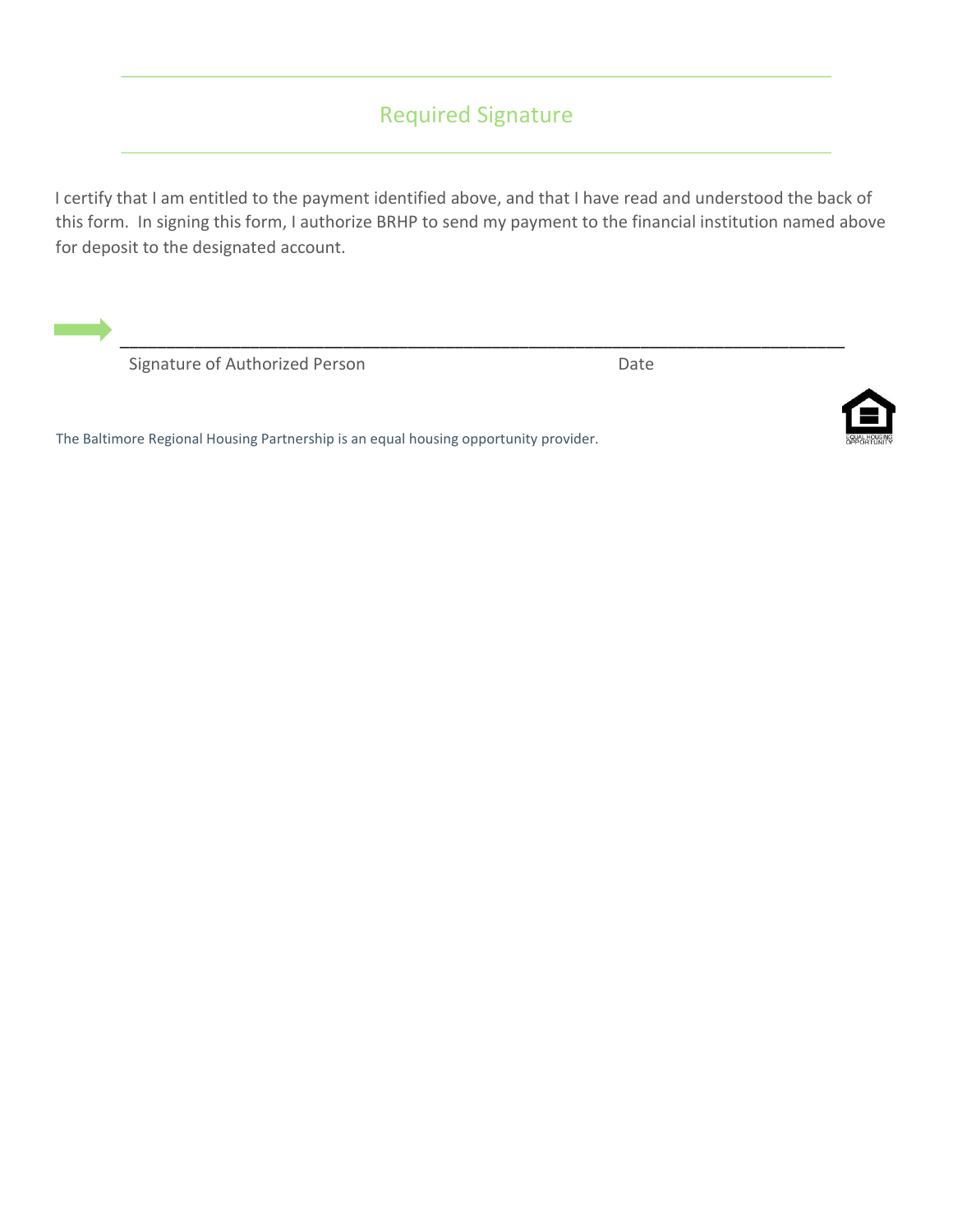## Required Signature

I certify that I am entitled to the payment identified above, and that I have read and understood the back of this form. In signing this form, I authorize BRHP to send my payment to the financial institution named above for deposit to the designated account.

______________________________________________________________________________

Signature of Authorized Person                                        Date

The Baltimore Regional Housing Partnership is an equal housing opportunity provider.